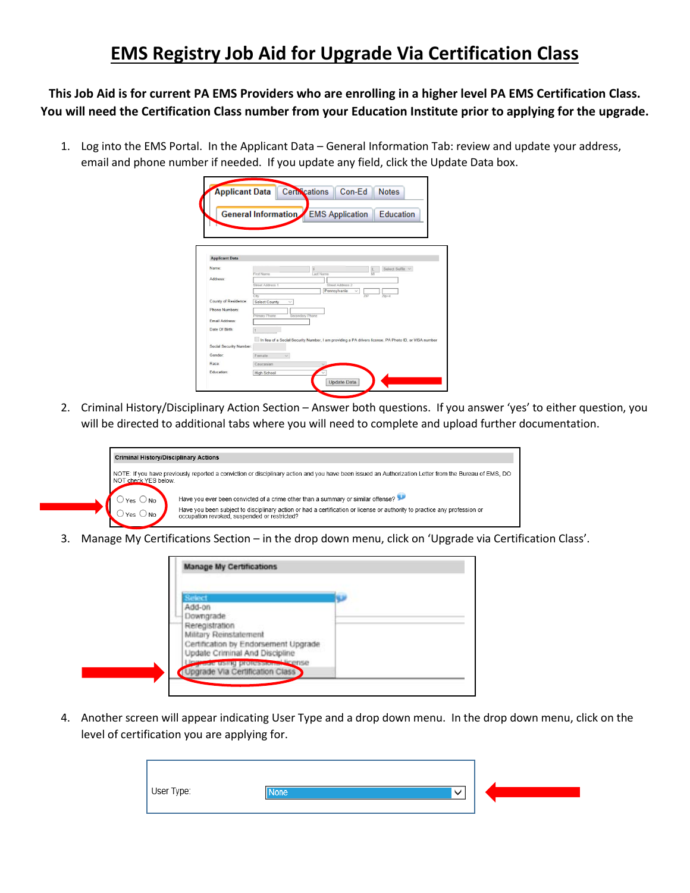# EMS Registry Job Aid for Upgrade Via Certification Class

**This Job Aid is for current PA EMS Providers who are enrolling in a higher level PA EMS Certification Class. You will need the Certification Class number from your Education Institute prior to applying for the upgrade.**

1. Log into the EMS Portal. In the Applicant Data – General Information Tab: review and update your address, email and phone number if needed. If you update any field, click the Update Data box.

2. Criminal History/Disciplinary Action Section – Answer both questions. If you answer 'yes' to either question, you will be directed to additional tabs where you will need to complete and upload further documentation.

3. Manage My Certifications Section – in the drop down menu, click on 'Upgrade via Certification Class'.

4. Another screen will appear indicating User Type and a drop down menu. In the drop down menu, click on the level of certification you are applying for.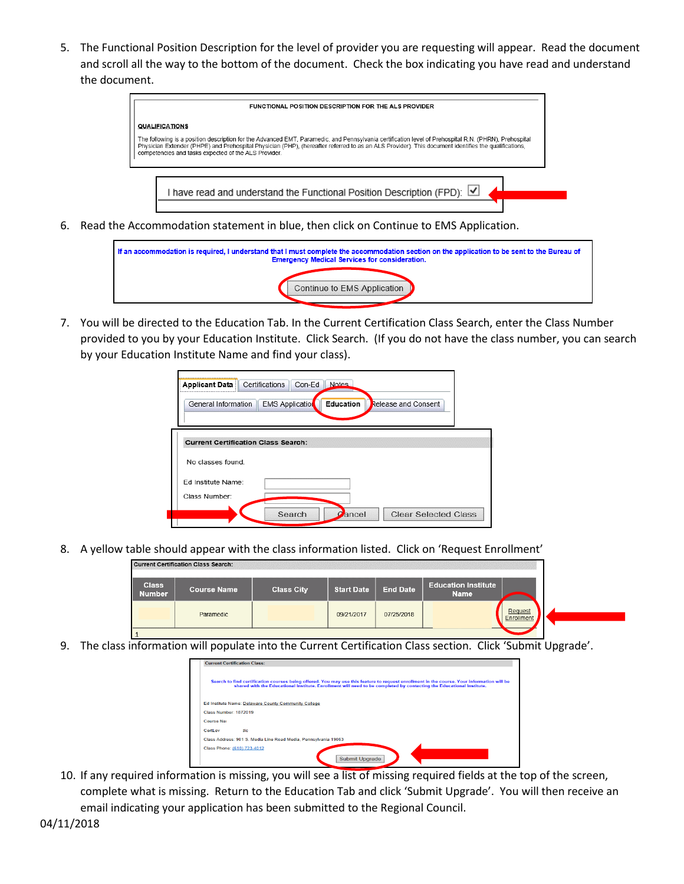5. The Functional Position Description for the level of provider you are requesting will appear. Read the document and scroll all the way to the bottom of the document. Check the box indicating you have read and understand the document.

FUNCTIONAL POSITION DESCRIPTION FOR THE ALS PROVIDER

QUALIFICATIONS

The following is a position description for the Advanced EMT, Paramedic, and Pennsylvania certification level of Prehospital R.N. (PHRN), Prehospital Physician Extender (PHPE) and Prehospital Physician (PHP), (hereafter referred to as an ALS Provider). This document identifies the qualifications, competencies and tasks expected of the ALS Provider.

I have read and understand the Functional Position Description (FPD): ☑

6. Read the Accommodation statement in blue, then click on Continue to EMS Application.

If an accommodation is required, I understand that I must complete the accommodation section on the application to be sent to the Bureau of Emergency Medical Services for consideration.

Continue to EMS Application

7. You will be directed to the Education Tab. In the Current Certification Class Search, enter the Class Number provided to you by your Education Institute. Click Search. (If you do not have the class number, you can search by your Education Institute Name and find your class).

Applicant Data | Certifications | Con-Ed | Notes

General Information | EMS Application | Education | Release and Consent

Current Certification Class Search:

No classes found.

Ed Institute Name:

Class Number:

Search | Cancel | Clear Selected Class

8. A yellow table should appear with the class information listed. Click on 'Request Enrollment'

Current Certification Class Search:

| Class Number | Course Name | Class City | Start Date | End Date | Education Institute Name | |
|---|---|---|---|---|---|---|
| | Paramedic | | 09/21/2017 | 07/25/2018 | | Request Enrollment |

1

9. The class information will populate into the Current Certification Class section. Click 'Submit Upgrade'.

Current Certification Class:

Search to find certification courses being offered. You may use this feature to request enrollment in the course. Your information will be shared with the Educational Institute. Enrollment will need to be completed by contacting the Educational Institute.

Ed Institute Name: Delaware County Community College

Class Number: 1872019

Course Na

CertLev

Class Address: 901 S. Media Line Road Media, Pennsylvania 19063

Class Phone: (610) 723-4012

Submit Upgrade

10. If any required information is missing, you will see a list of missing required fields at the top of the screen, complete what is missing. Return to the Education Tab and click 'Submit Upgrade'. You will then receive an email indicating your application has been submitted to the Regional Council.

04/11/2018